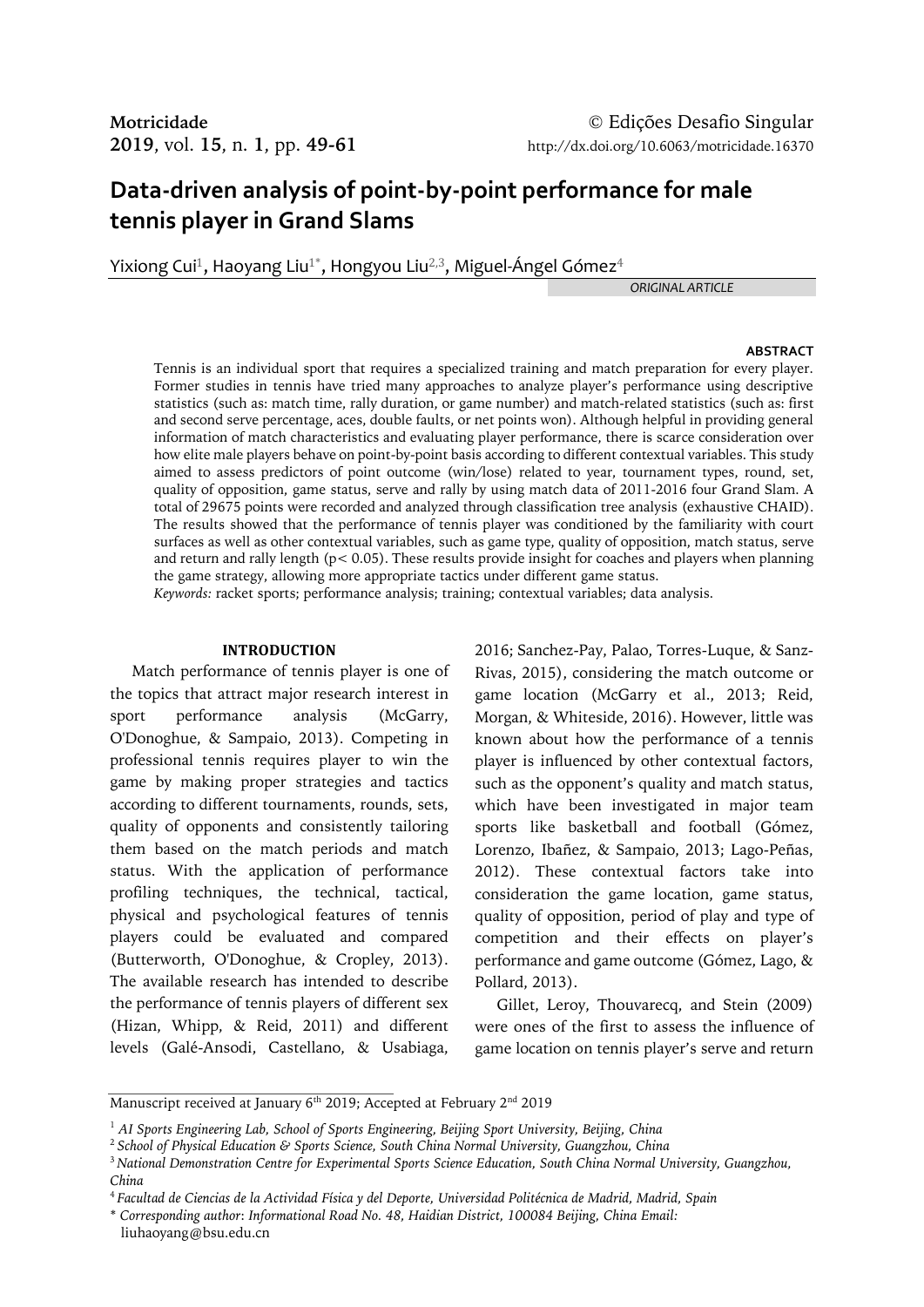Motricidade © Edições Desafio Singular
2019, vol. 15, n. 1, pp. 49-61 http://dx.doi.org/10.6063/motricidade.16370

# Data-driven analysis of point-by-point performance for male tennis player in Grand Slams

Yixiong Cui[1], Haoyang Liu[1*], Hongyou Liu[2,3], Miguel-Ángel Gómez[4]

*ORIGINAL ARTICLE*

**ABSTRACT**

Tennis is an individual sport that requires a specialized training and match preparation for every player. Former studies in tennis have tried many approaches to analyze player's performance using descriptive statistics (such as: match time, rally duration, or game number) and match-related statistics (such as: first and second serve percentage, aces, double faults, or net points won). Although helpful in providing general information of match characteristics and evaluating player performance, there is scarce consideration over how elite male players behave on point-by-point basis according to different contextual variables. This study aimed to assess predictors of point outcome (win/lose) related to year, tournament types, round, set, quality of opposition, game status, serve and rally by using match data of 2011-2016 four Grand Slam. A total of 29675 points were recorded and analyzed through classification tree analysis (exhaustive CHAID). The results showed that the performance of tennis player was conditioned by the familiarity with court surfaces as well as other contextual variables, such as game type, quality of opposition, match status, serve and return and rally length ($p < 0.05$). These results provide insight for coaches and players when planning the game strategy, allowing more appropriate tactics under different game status.

*Keywords:* racket sports; performance analysis; training; contextual variables; data analysis.

## INTRODUCTION

Match performance of tennis player is one of the topics that attract major research interest in sport performance analysis (McGarry, O'Donoghue, & Sampaio, 2013). Competing in professional tennis requires player to win the game by making proper strategies and tactics according to different tournaments, rounds, sets, quality of opponents and consistently tailoring them based on the match periods and match status. With the application of performance profiling techniques, the technical, tactical, physical and psychological features of tennis players could be evaluated and compared (Butterworth, O'Donoghue, & Cropley, 2013). The available research has intended to describe the performance of tennis players of different sex (Hizan, Whipp, & Reid, 2011) and different levels (Galé-Ansodi, Castellano, & Usabiaga, 2016; Sanchez-Pay, Palao, Torres-Luque, & Sanz-Rivas, 2015), considering the match outcome or game location (McGarry et al., 2013; Reid, Morgan, & Whiteside, 2016). However, little was known about how the performance of a tennis player is influenced by other contextual factors, such as the opponent's quality and match status, which have been investigated in major team sports like basketball and football (Gómez, Lorenzo, Ibañez, & Sampaio, 2013; Lago-Peñas, 2012). These contextual factors take into consideration the game location, game status, quality of opposition, period of play and type of competition and their effects on player's performance and game outcome (Gómez, Lago, & Pollard, 2013).

Gillet, Leroy, Thouvarecq, and Stein (2009) were ones of the first to assess the influence of game location on tennis player's serve and return

Manuscript received at January 6th 2019; Accepted at February 2nd 2019

[1] *AI Sports Engineering Lab, School of Sports Engineering, Beijing Sport University, Beijing, China*
[2] *School of Physical Education & Sports Science, South China Normal University, Guangzhou, China*
[3] *National Demonstration Centre for Experimental Sports Science Education, South China Normal University, Guangzhou, China*
[4] *Facultad de Ciencias de la Actividad Física y del Deporte, Universidad Politécnica de Madrid, Madrid, Spain*
[*] *Corresponding author: Informational Road No. 48, Haidian District, 100084 Beijing, China Email:* liuhaoyang@bsu.edu.cn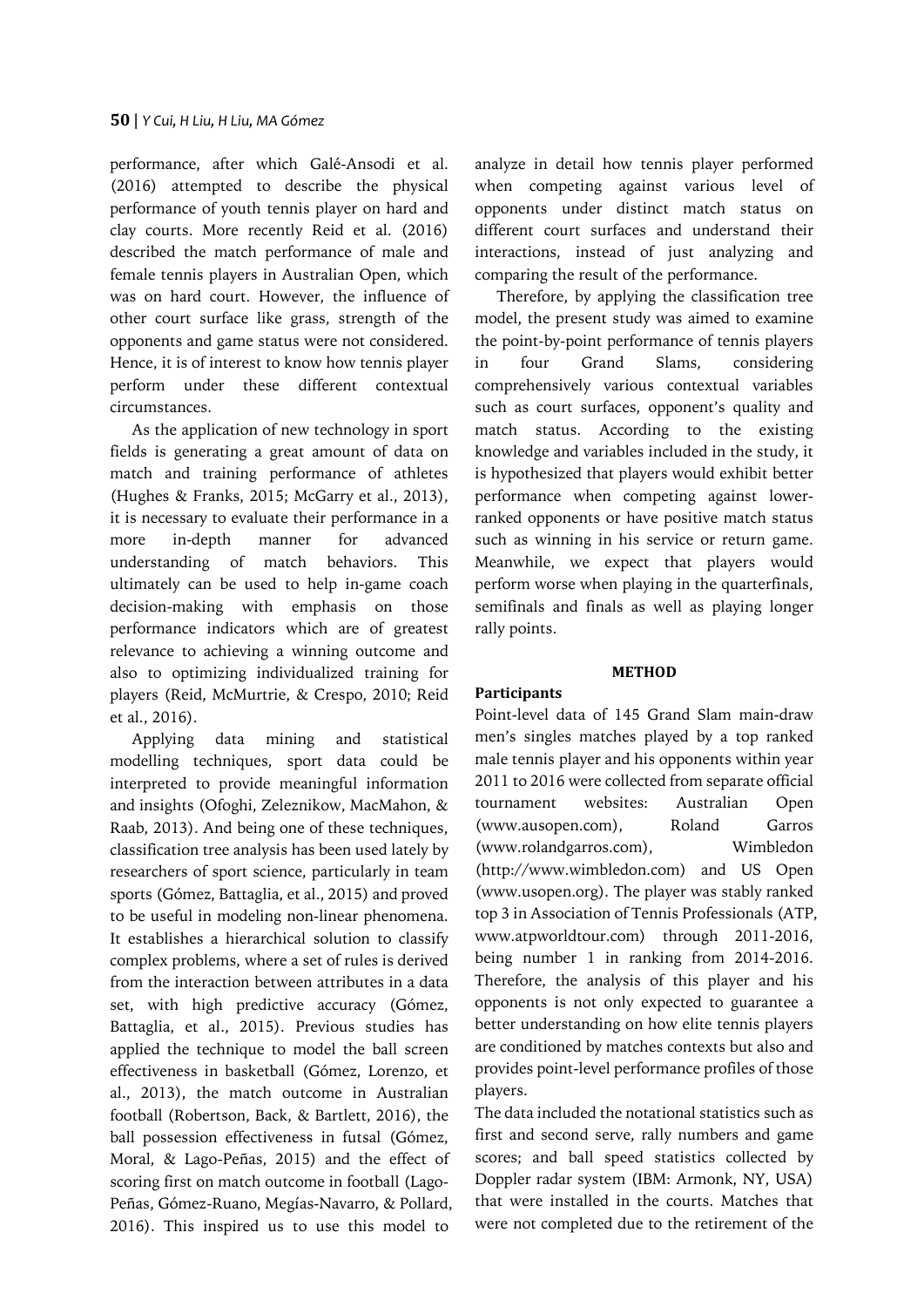performance, after which Galé-Ansodi et al. (2016) attempted to describe the physical performance of youth tennis player on hard and clay courts. More recently Reid et al. (2016) described the match performance of male and female tennis players in Australian Open, which was on hard court. However, the influence of other court surface like grass, strength of the opponents and game status were not considered. Hence, it is of interest to know how tennis player perform under these different contextual circumstances.

As the application of new technology in sport fields is generating a great amount of data on match and training performance of athletes (Hughes & Franks, 2015; McGarry et al., 2013), it is necessary to evaluate their performance in a more in-depth manner for advanced understanding of match behaviors. This ultimately can be used to help in-game coach decision-making with emphasis on those performance indicators which are of greatest relevance to achieving a winning outcome and also to optimizing individualized training for players (Reid, McMurtrie, & Crespo, 2010; Reid et al., 2016).

Applying data mining and statistical modelling techniques, sport data could be interpreted to provide meaningful information and insights (Ofoghi, Zeleznikow, MacMahon, & Raab, 2013). And being one of these techniques, classification tree analysis has been used lately by researchers of sport science, particularly in team sports (Gómez, Battaglia, et al., 2015) and proved to be useful in modeling non-linear phenomena. It establishes a hierarchical solution to classify complex problems, where a set of rules is derived from the interaction between attributes in a data set, with high predictive accuracy (Gómez, Battaglia, et al., 2015). Previous studies has applied the technique to model the ball screen effectiveness in basketball (Gómez, Lorenzo, et al., 2013), the match outcome in Australian football (Robertson, Back, & Bartlett, 2016), the ball possession effectiveness in futsal (Gómez, Moral, & Lago-Peñas, 2015) and the effect of scoring first on match outcome in football (Lago-Peñas, Gómez-Ruano, Megías-Navarro, & Pollard, 2016). This inspired us to use this model to analyze in detail how tennis player performed when competing against various level of opponents under distinct match status on different court surfaces and understand their interactions, instead of just analyzing and comparing the result of the performance.

Therefore, by applying the classification tree model, the present study was aimed to examine the point-by-point performance of tennis players in four Grand Slams, considering comprehensively various contextual variables such as court surfaces, opponent's quality and match status. According to the existing knowledge and variables included in the study, it is hypothesized that players would exhibit better performance when competing against lower-ranked opponents or have positive match status such as winning in his service or return game. Meanwhile, we expect that players would perform worse when playing in the quarterfinals, semifinals and finals as well as playing longer rally points.

## METHOD

### Participants

Point-level data of 145 Grand Slam main-draw men's singles matches played by a top ranked male tennis player and his opponents within year 2011 to 2016 were collected from separate official tournament websites: Australian Open (www.ausopen.com), Roland Garros (www.rolandgarros.com), Wimbledon (http://www.wimbledon.com) and US Open (www.usopen.org). The player was stably ranked top 3 in Association of Tennis Professionals (ATP, www.atpworldtour.com) through 2011-2016, being number 1 in ranking from 2014-2016. Therefore, the analysis of this player and his opponents is not only expected to guarantee a better understanding on how elite tennis players are conditioned by matches contexts but also and provides point-level performance profiles of those players.

The data included the notational statistics such as first and second serve, rally numbers and game scores; and ball speed statistics collected by Doppler radar system (IBM: Armonk, NY, USA) that were installed in the courts. Matches that were not completed due to the retirement of the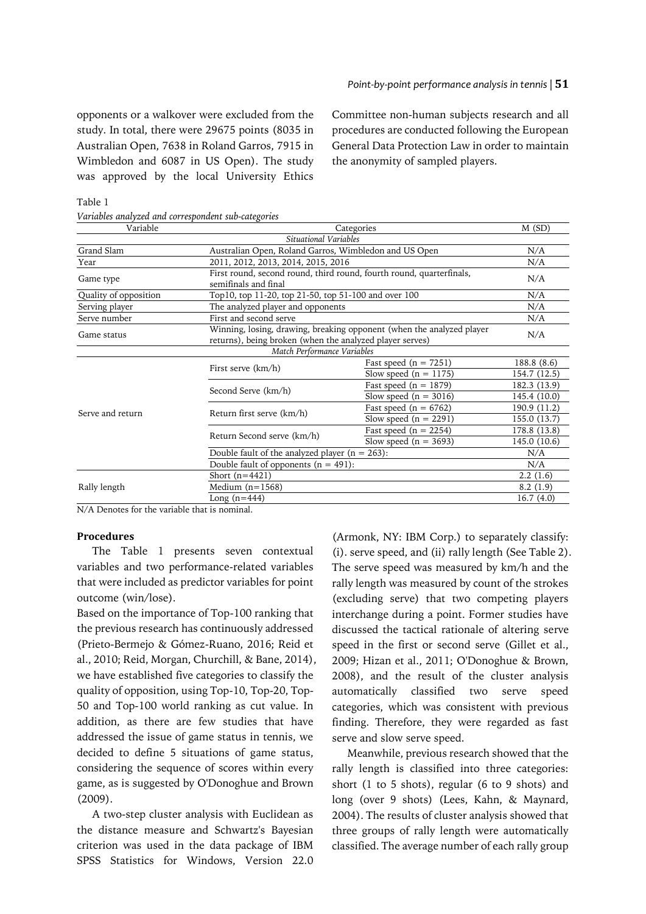opponents or a walkover were excluded from the study. In total, there were 29675 points (8035 in Australian Open, 7638 in Roland Garros, 7915 in Wimbledon and 6087 in US Open). The study was approved by the local University Ethics Committee non-human subjects research and all procedures are conducted following the European General Data Protection Law in order to maintain the anonymity of sampled players.

Table 1

*Variables analyzed and correspondent sub-categories*

| Variable | Categories | | M (SD) |
|---|---|---|---|
| *Situational Variables* | | | |
| Grand Slam | Australian Open, Roland Garros, Wimbledon and US Open | | N/A |
| Year | 2011, 2012, 2013, 2014, 2015, 2016 | | N/A |
| Game type | First round, second round, third round, fourth round, quarterfinals, semifinals and final | | N/A |
| Quality of opposition | Top10, top 11-20, top 21-50, top 51-100 and over 100 | | N/A |
| Serving player | The analyzed player and opponents | | N/A |
| Serve number | First and second serve | | N/A |
| Game status | Winning, losing, drawing, breaking opponent (when the analyzed player returns), being broken (when the analyzed player serves) | | N/A |
| *Match Performance Variables* | | | |
| Serve and return | First serve (km/h) | Fast speed (n = 7251) | 188.8 (8.6) |
| | | Slow speed (n = 1175) | 154.7 (12.5) |
| | Second Serve (km/h) | Fast speed (n = 1879) | 182.3 (13.9) |
| | | Slow speed (n = 3016) | 145.4 (10.0) |
| | Return first serve (km/h) | Fast speed (n = 6762) | 190.9 (11.2) |
| | | Slow speed (n = 2291) | 155.0 (13.7) |
| | Return Second serve (km/h) | Fast speed (n = 2254) | 178.8 (13.8) |
| | | Slow speed (n = 3693) | 145.0 (10.6) |
| | Double fault of the analyzed player (n = 263): | | N/A |
| | Double fault of opponents (n = 491): | | N/A |
| Rally length | Short (n=4421) | | 2.2 (1.6) |
| | Medium (n=1568) | | 8.2 (1.9) |
| | Long (n=444) | | 16.7 (4.0) |

N/A Denotes for the variable that is nominal.

**Procedures**

The Table 1 presents seven contextual variables and two performance-related variables that were included as predictor variables for point outcome (win/lose).

Based on the importance of Top-100 ranking that the previous research has continuously addressed (Prieto-Bermejo & Gómez-Ruano, 2016; Reid et al., 2010; Reid, Morgan, Churchill, & Bane, 2014), we have established five categories to classify the quality of opposition, using Top-10, Top-20, Top-50 and Top-100 world ranking as cut value. In addition, as there are few studies that have addressed the issue of game status in tennis, we decided to define 5 situations of game status, considering the sequence of scores within every game, as is suggested by O'Donoghue and Brown (2009).

A two-step cluster analysis with Euclidean as the distance measure and Schwartz's Bayesian criterion was used in the data package of IBM SPSS Statistics for Windows, Version 22.0 (Armonk, NY: IBM Corp.) to separately classify: (i). serve speed, and (ii) rally length (See Table 2). The serve speed was measured by km/h and the rally length was measured by count of the strokes (excluding serve) that two competing players interchange during a point. Former studies have discussed the tactical rationale of altering serve speed in the first or second serve (Gillet et al., 2009; Hizan et al., 2011; O'Donoghue & Brown, 2008), and the result of the cluster analysis automatically classified two serve speed categories, which was consistent with previous finding. Therefore, they were regarded as fast serve and slow serve speed.

Meanwhile, previous research showed that the rally length is classified into three categories: short (1 to 5 shots), regular (6 to 9 shots) and long (over 9 shots) (Lees, Kahn, & Maynard, 2004). The results of cluster analysis showed that three groups of rally length were automatically classified. The average number of each rally group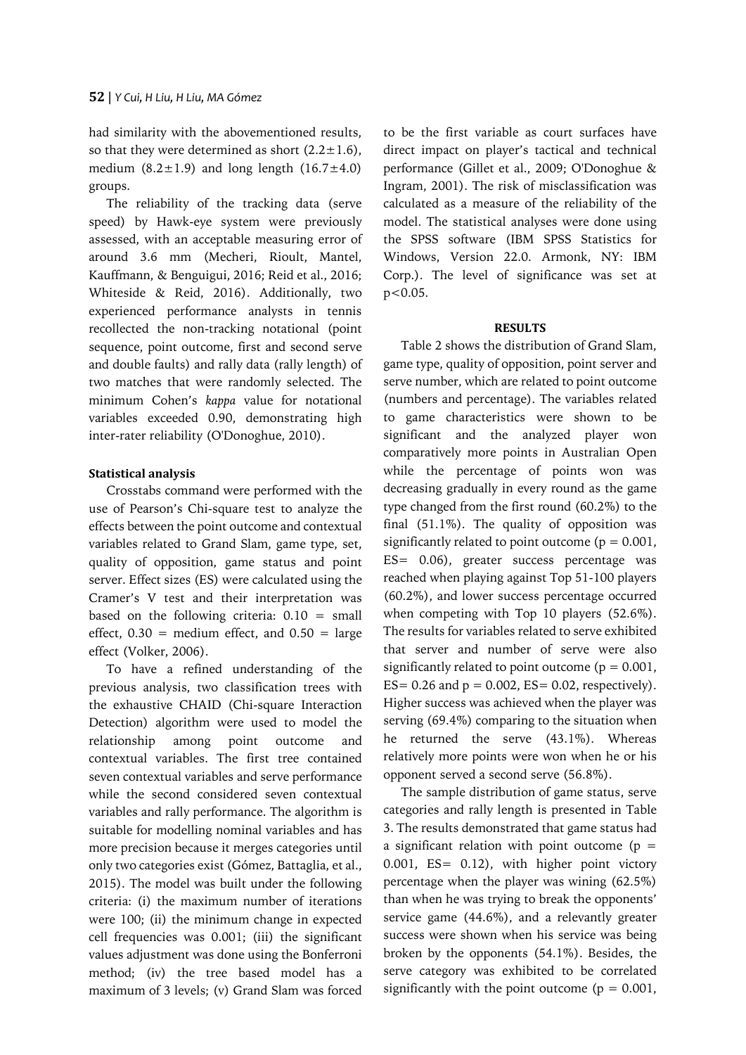had similarity with the abovementioned results, so that they were determined as short ($2.2 \pm 1.6$), medium ($8.2 \pm 1.9$) and long length ($16.7 \pm 4.0$) groups.

The reliability of the tracking data (serve speed) by Hawk-eye system were previously assessed, with an acceptable measuring error of around 3.6 mm (Mecheri, Rioult, Mantel, Kauffmann, & Benguigui, 2016; Reid et al., 2016; Whiteside & Reid, 2016). Additionally, two experienced performance analysts in tennis recollected the non-tracking notational (point sequence, point outcome, first and second serve and double faults) and rally data (rally length) of two matches that were randomly selected. The minimum Cohen's *kappa* value for notational variables exceeded 0.90, demonstrating high inter-rater reliability (O'Donoghue, 2010).

### Statistical analysis

Crosstabs command were performed with the use of Pearson's Chi-square test to analyze the effects between the point outcome and contextual variables related to Grand Slam, game type, set, quality of opposition, game status and point server. Effect sizes (ES) were calculated using the Cramer's V test and their interpretation was based on the following criteria: 0.10 = small effect, 0.30 = medium effect, and 0.50 = large effect (Volker, 2006).

To have a refined understanding of the previous analysis, two classification trees with the exhaustive CHAID (Chi-square Interaction Detection) algorithm were used to model the relationship among point outcome and contextual variables. The first tree contained seven contextual variables and serve performance while the second considered seven contextual variables and rally performance. The algorithm is suitable for modelling nominal variables and has more precision because it merges categories until only two categories exist (Gómez, Battaglia, et al., 2015). The model was built under the following criteria: (i) the maximum number of iterations were 100; (ii) the minimum change in expected cell frequencies was 0.001; (iii) the significant values adjustment was done using the Bonferroni method; (iv) the tree based model has a maximum of 3 levels; (v) Grand Slam was forced to be the first variable as court surfaces have direct impact on player's tactical and technical performance (Gillet et al., 2009; O'Donoghue & Ingram, 2001). The risk of misclassification was calculated as a measure of the reliability of the model. The statistical analyses were done using the SPSS software (IBM SPSS Statistics for Windows, Version 22.0. Armonk, NY: IBM Corp.). The level of significance was set at $p<0.05$.

## RESULTS

Table 2 shows the distribution of Grand Slam, game type, quality of opposition, point server and serve number, which are related to point outcome (numbers and percentage). The variables related to game characteristics were shown to be significant and the analyzed player won comparatively more points in Australian Open while the percentage of points won was decreasing gradually in every round as the game type changed from the first round (60.2%) to the final (51.1%). The quality of opposition was significantly related to point outcome ($p = 0.001$, ES= 0.06), greater success percentage was reached when playing against Top 51-100 players (60.2%), and lower success percentage occurred when competing with Top 10 players (52.6%). The results for variables related to serve exhibited that server and number of serve were also significantly related to point outcome ($p = 0.001$, ES= 0.26 and $p = 0.002$, ES= 0.02, respectively). Higher success was achieved when the player was serving (69.4%) comparing to the situation when he returned the serve (43.1%). Whereas relatively more points were won when he or his opponent served a second serve (56.8%).

The sample distribution of game status, serve categories and rally length is presented in Table 3. The results demonstrated that game status had a significant relation with point outcome ($p = 0.001$, ES= 0.12), with higher point victory percentage when the player was wining (62.5%) than when he was trying to break the opponents' service game (44.6%), and a relevantly greater success were shown when his service was being broken by the opponents (54.1%). Besides, the serve category was exhibited to be correlated significantly with the point outcome ($p = 0.001$,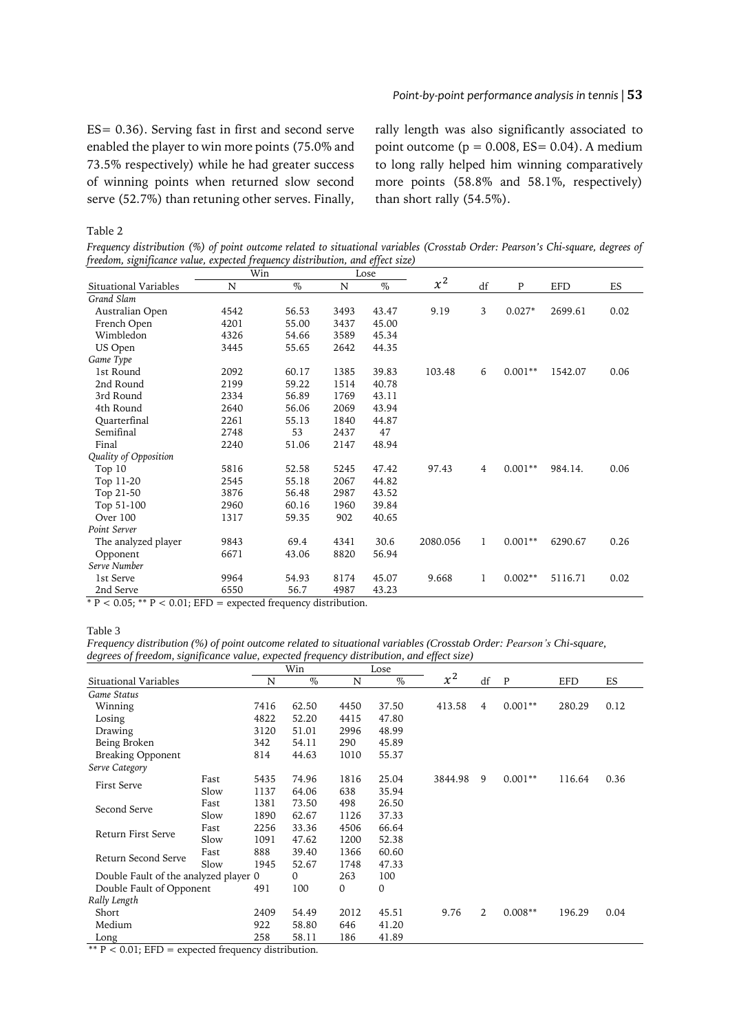ES= 0.36). Serving fast in first and second serve enabled the player to win more points (75.0% and 73.5% respectively) while he had greater success of winning points when returned slow second serve (52.7%) than retuning other serves. Finally, rally length was also significantly associated to point outcome (p = 0.008, ES= 0.04). A medium to long rally helped him winning comparatively more points (58.8% and 58.1%, respectively) than short rally (54.5%).

Table 2

*Frequency distribution (%) of point outcome related to situational variables (Crosstab Order: Pearson's Chi-square, degrees of freedom, significance value, expected frequency distribution, and effect size)*

| | Win | | Lose | | | | | | |
|---|---|---|---|---|---|---|---|---|---|
| Situational Variables | N | % | N | % | $x^2$ | df | P | EFD | ES |
| *Grand Slam* | | | | | | | | | |
| Australian Open | 4542 | 56.53 | 3493 | 43.47 | 9.19 | 3 | 0.027* | 2699.61 | 0.02 |
| French Open | 4201 | 55.00 | 3437 | 45.00 | | | | | |
| Wimbledon | 4326 | 54.66 | 3589 | 45.34 | | | | | |
| US Open | 3445 | 55.65 | 2642 | 44.35 | | | | | |
| *Game Type* | | | | | | | | | |
| 1st Round | 2092 | 60.17 | 1385 | 39.83 | 103.48 | 6 | 0.001** | 1542.07 | 0.06 |
| 2nd Round | 2199 | 59.22 | 1514 | 40.78 | | | | | |
| 3rd Round | 2334 | 56.89 | 1769 | 43.11 | | | | | |
| 4th Round | 2640 | 56.06 | 2069 | 43.94 | | | | | |
| Quarterfinal | 2261 | 55.13 | 1840 | 44.87 | | | | | |
| Semifinal | 2748 | 53 | 2437 | 47 | | | | | |
| Final | 2240 | 51.06 | 2147 | 48.94 | | | | | |
| *Quality of Opposition* | | | | | | | | | |
| Top 10 | 5816 | 52.58 | 5245 | 47.42 | 97.43 | 4 | 0.001** | 984.14. | 0.06 |
| Top 11-20 | 2545 | 55.18 | 2067 | 44.82 | | | | | |
| Top 21-50 | 3876 | 56.48 | 2987 | 43.52 | | | | | |
| Top 51-100 | 2960 | 60.16 | 1960 | 39.84 | | | | | |
| Over 100 | 1317 | 59.35 | 902 | 40.65 | | | | | |
| *Point Server* | | | | | | | | | |
| The analyzed player | 9843 | 69.4 | 4341 | 30.6 | 2080.056 | 1 | 0.001** | 6290.67 | 0.26 |
| Opponent | 6671 | 43.06 | 8820 | 56.94 | | | | | |
| *Serve Number* | | | | | | | | | |
| 1st Serve | 9964 | 54.93 | 8174 | 45.07 | 9.668 | 1 | 0.002** | 5116.71 | 0.02 |
| 2nd Serve | 6550 | 56.7 | 4987 | 43.23 | | | | | |

\* P < 0.05; ** P < 0.01; EFD = expected frequency distribution.

Table 3

*Frequency distribution (%) of point outcome related to situational variables (Crosstab Order: Pearson's Chi-square, degrees of freedom, significance value, expected frequency distribution, and effect size)*

| | | Win | | Lose | | | | | | |
|---|---|---|---|---|---|---|---|---|---|---|
| Situational Variables | | N | % | N | % | $x^2$ | df | P | EFD | ES |
| *Game Status* | | | | | | | | | | |
| Winning | | 7416 | 62.50 | 4450 | 37.50 | 413.58 | 4 | 0.001** | 280.29 | 0.12 |
| Losing | | 4822 | 52.20 | 4415 | 47.80 | | | | | |
| Drawing | | 3120 | 51.01 | 2996 | 48.99 | | | | | |
| Being Broken | | 342 | 54.11 | 290 | 45.89 | | | | | |
| Breaking Opponent | | 814 | 44.63 | 1010 | 55.37 | | | | | |
| *Serve Category* | | | | | | | | | | |
| First Serve | Fast | 5435 | 74.96 | 1816 | 25.04 | 3844.98 | 9 | 0.001** | 116.64 | 0.36 |
| | Slow | 1137 | 64.06 | 638 | 35.94 | | | | | |
| Second Serve | Fast | 1381 | 73.50 | 498 | 26.50 | | | | | |
| | Slow | 1890 | 62.67 | 1126 | 37.33 | | | | | |
| Return First Serve | Fast | 2256 | 33.36 | 4506 | 66.64 | | | | | |
| | Slow | 1091 | 47.62 | 1200 | 52.38 | | | | | |
| Return Second Serve | Fast | 888 | 39.40 | 1366 | 60.60 | | | | | |
| | Slow | 1945 | 52.67 | 1748 | 47.33 | | | | | |
| Double Fault of the analyzed player | | 0 | 0 | 263 | 100 | | | | | |
| Double Fault of Opponent | | 491 | 100 | 0 | 0 | | | | | |
| *Rally Length* | | | | | | | | | | |
| Short | | 2409 | 54.49 | 2012 | 45.51 | 9.76 | 2 | 0.008** | 196.29 | 0.04 |
| Medium | | 922 | 58.80 | 646 | 41.20 | | | | | |
| Long | | 258 | 58.11 | 186 | 41.89 | | | | | |

** P < 0.01; EFD = expected frequency distribution.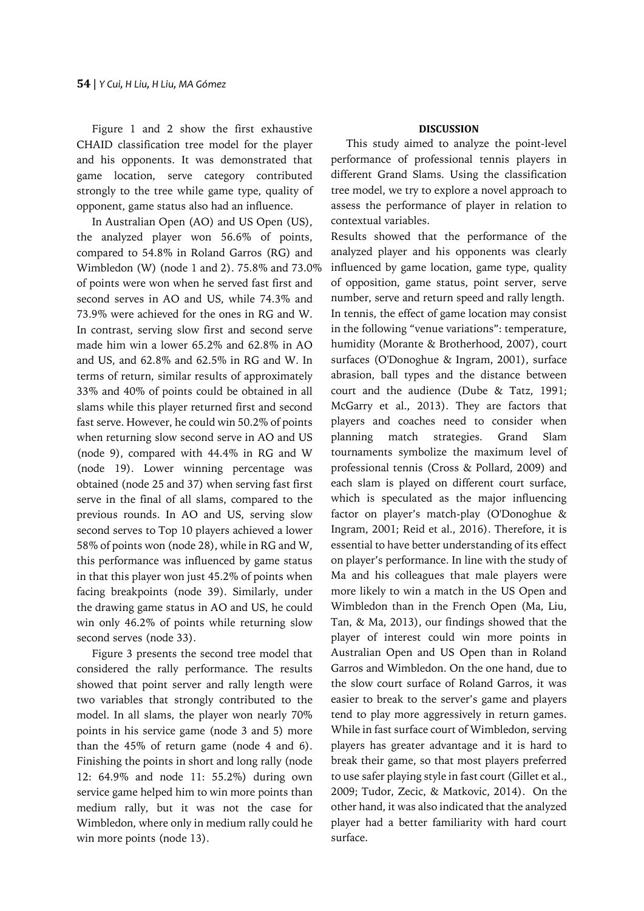Figure 1 and 2 show the first exhaustive CHAID classification tree model for the player and his opponents. It was demonstrated that game location, serve category contributed strongly to the tree while game type, quality of opponent, game status also had an influence.

In Australian Open (AO) and US Open (US), the analyzed player won 56.6% of points, compared to 54.8% in Roland Garros (RG) and Wimbledon (W) (node 1 and 2). 75.8% and 73.0% of points were won when he served fast first and second serves in AO and US, while 74.3% and 73.9% were achieved for the ones in RG and W. In contrast, serving slow first and second serve made him win a lower 65.2% and 62.8% in AO and US, and 62.8% and 62.5% in RG and W. In terms of return, similar results of approximately 33% and 40% of points could be obtained in all slams while this player returned first and second fast serve. However, he could win 50.2% of points when returning slow second serve in AO and US (node 9), compared with 44.4% in RG and W (node 19). Lower winning percentage was obtained (node 25 and 37) when serving fast first serve in the final of all slams, compared to the previous rounds. In AO and US, serving slow second serves to Top 10 players achieved a lower 58% of points won (node 28), while in RG and W, this performance was influenced by game status in that this player won just 45.2% of points when facing breakpoints (node 39). Similarly, under the drawing game status in AO and US, he could win only 46.2% of points while returning slow second serves (node 33).

Figure 3 presents the second tree model that considered the rally performance. The results showed that point server and rally length were two variables that strongly contributed to the model. In all slams, the player won nearly 70% points in his service game (node 3 and 5) more than the 45% of return game (node 4 and 6). Finishing the points in short and long rally (node 12: 64.9% and node 11: 55.2%) during own service game helped him to win more points than medium rally, but it was not the case for Wimbledon, where only in medium rally could he win more points (node 13).

## DISCUSSION

This study aimed to analyze the point-level performance of professional tennis players in different Grand Slams. Using the classification tree model, we try to explore a novel approach to assess the performance of player in relation to contextual variables.

Results showed that the performance of the analyzed player and his opponents was clearly influenced by game location, game type, quality of opposition, game status, point server, serve number, serve and return speed and rally length. In tennis, the effect of game location may consist in the following "venue variations": temperature, humidity (Morante & Brotherhood, 2007), court surfaces (O'Donoghue & Ingram, 2001), surface abrasion, ball types and the distance between court and the audience (Dube & Tatz, 1991; McGarry et al., 2013). They are factors that players and coaches need to consider when planning match strategies. Grand Slam tournaments symbolize the maximum level of professional tennis (Cross & Pollard, 2009) and each slam is played on different court surface, which is speculated as the major influencing factor on player's match-play (O'Donoghue & Ingram, 2001; Reid et al., 2016). Therefore, it is essential to have better understanding of its effect on player's performance. In line with the study of Ma and his colleagues that male players were more likely to win a match in the US Open and Wimbledon than in the French Open (Ma, Liu, Tan, & Ma, 2013), our findings showed that the player of interest could win more points in Australian Open and US Open than in Roland Garros and Wimbledon. On the one hand, due to the slow court surface of Roland Garros, it was easier to break to the server's game and players tend to play more aggressively in return games. While in fast surface court of Wimbledon, serving players has greater advantage and it is hard to break their game, so that most players preferred to use safer playing style in fast court (Gillet et al., 2009; Tudor, Zecic, & Matkovic, 2014). On the other hand, it was also indicated that the analyzed player had a better familiarity with hard court surface.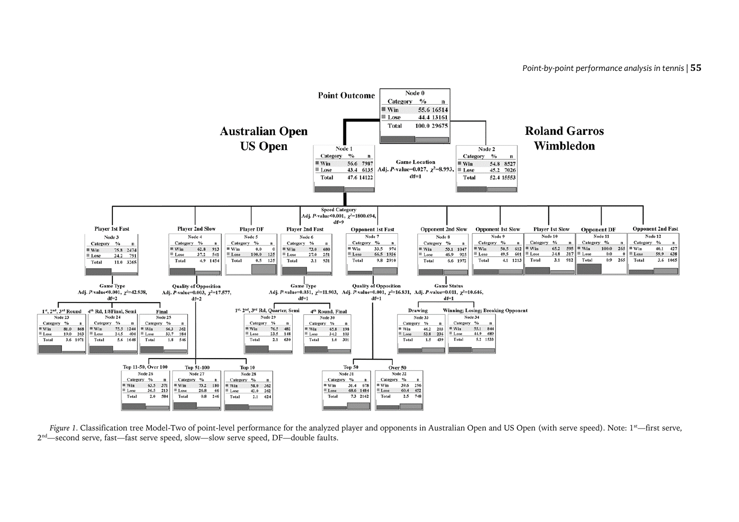**Point Outcome**

| Node 0 | | |
|---|---|---|
| Category | % | n |
| Win | 55.6 | 16514 |
| Lose | 44.4 | 13161 |
| Total | 100.0 | 29675 |

**Game Location** — Adj. *P*-value=0.027, $\chi^2$=8.993, df=1

**Australian Open, US Open**

| Node 1 | | |
|---|---|---|
| Category | % | n |
| Win | 56.6 | 7987 |
| Lose | 43.4 | 6135 |
| Total | 47.6 | 14122 |

**Roland Garros, Wimbledon**

| Node 2 | | |
|---|---|---|
| Category | % | n |
| Win | 54.8 | 8527 |
| Lose | 45.2 | 7026 |
| Total | 52.4 | 15553 |

**Speed Category** — Adj. *P*-value<0.001, $\chi^2$=1800.694, df=9

| Node | Speed Category | Win % | Win n | Lose % | Lose n | Total % | Total n |
|---|---|---|---|---|---|---|---|
| Node 3 | Player 1st Fast | 75.8 | 2474 | 24.2 | 791 | 11.0 | 3265 |
| Node 4 | Player 2nd Slow | 62.8 | 913 | 37.2 | 541 | 4.9 | 1454 |
| Node 5 | Player DF | 0.0 | 0 | 100.0 | 135 | 0.5 | 135 |
| Node 6 | Player 2nd Fast | 73.0 | 680 | 27.0 | 251 | 3.1 | 931 |
| Node 7 | Opponent 1st Fast | 33.5 | 974 | 66.5 | 1936 | 9.8 | 2910 |
| Node 8 | Opponent 2nd Slow | 53.1 | 1047 | 46.9 | 925 | 6.6 | 1972 |
| Node 9 | Opponent 1st Slow | 50.5 | 612 | 49.5 | 601 | 4.1 | 1213 |
| Node 10 | Player 1st Slow | 65.2 | 595 | 34.8 | 317 | 3.1 | 912 |
| Node 11 | Opponent DF | 100.0 | 265 | 0.0 | 0 | 0.9 | 265 |
| Node 12 | Opponent 2nd Fast | 40.1 | 427 | 59.9 | 638 | 3.6 | 1065 |

**Node 3 → Game Type** — Adj. *P*-value<0.001, $\chi^2$=42.938, df=2

| Node | Game Type | Win % | Win n | Lose % | Lose n | Total % | Total n |
|---|---|---|---|---|---|---|---|
| Node 23 | 1st, 2nd, 3rd Round | 81.0 | 868 | 19.0 | 203 | 3.6 | 1071 |
| Node 24 | 4th Rd, 1/8Final, Semi | 75.5 | 1244 | 24.5 | 404 | 5.6 | 1648 |
| Node 25 | Final | 66.3 | 362 | 33.7 | 184 | 1.8 | 546 |

**Node 4 → Quality of Opposition** — Adj. *P*-value=0.003, $\chi^2$=17.577, df=2

| Node | Quality of Opposition | Win % | Win n | Lose % | Lose n | Total % | Total n |
|---|---|---|---|---|---|---|---|
| Node 26 | Top 11-50, Over 100 | 63.5 | 371 | 36.5 | 213 | 2.0 | 584 |
| Node 27 | Top 51-100 | 73.2 | 180 | 26.8 | 66 | 0.8 | 246 |
| Node 28 | Top 10 | 58.0 | 362 | 42.0 | 262 | 2.1 | 624 |

**Node 6 → Game Type** — Adj. *P*-value=0.031, $\chi^2$=11.903, df=1

| Node | Game Type | Win % | Win n | Lose % | Lose n | Total % | Total n |
|---|---|---|---|---|---|---|---|
| Node 29 | 1st, 2nd, 3rd Rd, Quarter, Semi | 76.5 | 482 | 23.5 | 148 | 2.1 | 630 |
| Node 30 | 4th Round, Final | 65.8 | 198 | 34.2 | 103 | 1.0 | 301 |

**Node 7 → Quality of Opposition** — Adj. *P*-value=0.001, $\chi^2$=16.831, df=1

| Node | Quality of Opposition | Win % | Win n | Lose % | Lose n | Total % | Total n |
|---|---|---|---|---|---|---|---|
| Node 31 | Top 50 | 31.4 | 678 | 68.6 | 1484 | 7.3 | 2162 |
| Node 32 | Over 50 | 39.6 | 296 | 60.4 | 452 | 2.5 | 748 |

**Node 8 → Game Status** — Adj. *P*-value=0.011, $\chi^2$=10.646, df=1

| Node | Game Status | Win % | Win n | Lose % | Lose n | Total % | Total n |
|---|---|---|---|---|---|---|---|
| Node 33 | Drawing | 46.2 | 203 | 53.8 | 236 | 1.5 | 439 |
| Node 34 | Winning; Losing; Breaking Opponent | 55.1 | 844 | 44.9 | 689 | 5.2 | 1533 |

*Figure 1*. Classification tree Model-Two of point-level performance for the analyzed player and opponents in Australian Open and US Open (with serve speed). Note: 1st—first serve, 2nd—second serve, fast—fast serve speed, slow—slow serve speed, DF—double faults.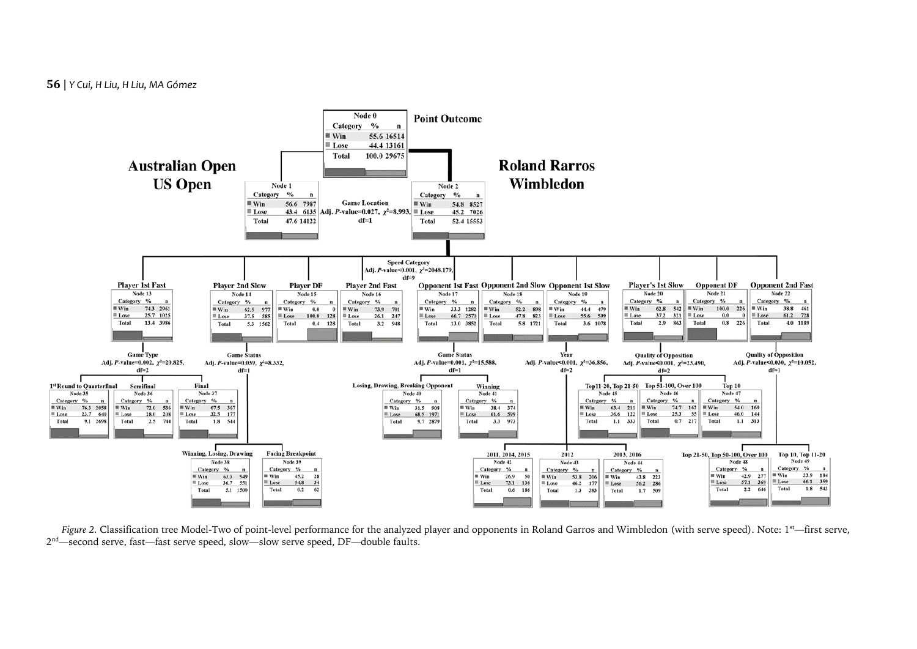**Point Outcome**

| Node | Label | Split variable (from parent) | Win % | Win n | Lose % | Lose n | Total % | Total n |
|---|---|---|---|---|---|---|---|---|
| Node 0 | Point Outcome | | 55.6 | 16514 | 44.4 | 13161 | 100.0 | 29675 |
| Node 1 | Australian Open, US Open | Game Location, Adj. $P$-value=0.027, $\chi^2$=8.993, df=1 | 56.6 | 7987 | 43.4 | 6135 | 47.6 | 14122 |
| Node 2 | Roland Rarros, Wimbledon | Game Location, Adj. $P$-value=0.027, $\chi^2$=8.993, df=1 | 54.8 | 8527 | 45.2 | 7026 | 52.4 | 15553 |
| Node 13 | Player 1st Fast | Speed Category, Adj. $P$-value<0.001, $\chi^2$=2048.179, df=9 | 74.3 | 2961 | 25.7 | 1025 | 13.4 | 3986 |
| Node 14 | Player 2nd Slow | Speed Category | 62.5 | 977 | 37.5 | 585 | 5.3 | 1562 |
| Node 15 | Player DF | Speed Category | 0.0 | 0 | 100.0 | 128 | 0.4 | 128 |
| Node 16 | Player 2nd Fast | Speed Category | 73.9 | 701 | 26.1 | 247 | 3.2 | 948 |
| Node 17 | Opponent 1st Fast | Speed Category | 33.3 | 1282 | 66.7 | 2570 | 13.0 | 3852 |
| Node 18 | Opponent 2nd Slow | Speed Category | 52.2 | 898 | 47.8 | 823 | 5.8 | 1721 |
| Node 19 | Opponent 1st Slow | Speed Category | 44.4 | 479 | 55.6 | 599 | 3.6 | 1078 |
| Node 20 | Player's 1st Slow | Speed Category | 62.8 | 542 | 37.2 | 321 | 2.9 | 863 |
| Node 21 | Opponent DF | Speed Category | 100.0 | 226 | 0.0 | 0 | 0.8 | 226 |
| Node 22 | Opponent 2nd Fast | Speed Category | 38.8 | 461 | 61.2 | 728 | 4.0 | 1189 |
| Node 35 | 1st Round to Quarterfinal | Game Type, Adj. $P$-value=0.002, $\chi^2$=20.825, df=2 | 76.3 | 2058 | 23.7 | 640 | 9.1 | 2698 |
| Node 36 | Semifinal | Game Type | 72.0 | 536 | 28.0 | 208 | 2.5 | 744 |
| Node 37 | Final | Game Type | 67.5 | 367 | 32.5 | 177 | 1.8 | 544 |
| Node 38 | Winning, Losing, Drawing | Game Status, Adj. $P$-value=0.039, $\chi^2$=8.332, df=1 | 63.3 | 949 | 36.7 | 551 | 5.1 | 1500 |
| Node 39 | Facing Breakpoint | Game Status | 45.2 | 28 | 54.8 | 34 | 0.2 | 62 |
| Node 40 | Losing, Drawing, Breaking Opponent | Game Status, Adj. $P$-value=0.001, $\chi^2$=15.588, df=1 | 31.5 | 908 | 68.5 | 1971 | 9.7 | 2879 |
| Node 41 | Winning | Game Status | 38.4 | 374 | 61.6 | 599 | 3.3 | 973 |
| Node 42 | 2011, 2014, 2015 | Year, Adj. $P$-value<0.001, $\chi^2$=36.856, df=2 | 26.9 | 50 | 73.1 | 136 | 0.6 | 186 |
| Node 43 | 2012 | Year | 53.8 | 206 | 46.2 | 177 | 1.3 | 383 |
| Node 44 | 2013, 2016 | Year | 43.8 | 223 | 56.2 | 286 | 1.7 | 509 |
| Node 45 | Top11-20, Top 21-50 | Quality of Opposition, Adj. $P$-value<0.001, $\chi^2$=23.490, df=2 | 63.4 | 211 | 36.6 | 122 | 1.1 | 333 |
| Node 46 | Top 51-100, Over 100 | Quality of Opposition | 74.7 | 162 | 25.3 | 55 | 0.7 | 217 |
| Node 47 | Top 10 | Quality of Opposition | 54.0 | 169 | 46.0 | 144 | 1.1 | 313 |
| Node 48 | Top 21-50, Top 50-100, Over 100 | Quality of Opposition, Adj. $P$-value<0.030, $\chi^2$=10.052, df=1 | 42.9 | 277 | 57.1 | 369 | 2.2 | 646 |
| Node 49 | Top 10, Top 11-20 | Quality of Opposition | 33.9 | 184 | 66.1 | 359 | 1.8 | 543 |

*Figure 2.* Classification tree Model-Two of point-level performance for the analyzed player and opponents in Roland Garros and Wimbledon (with serve speed). Note: 1st—first serve, 2nd—second serve, fast—fast serve speed, slow—slow serve speed, DF—double faults.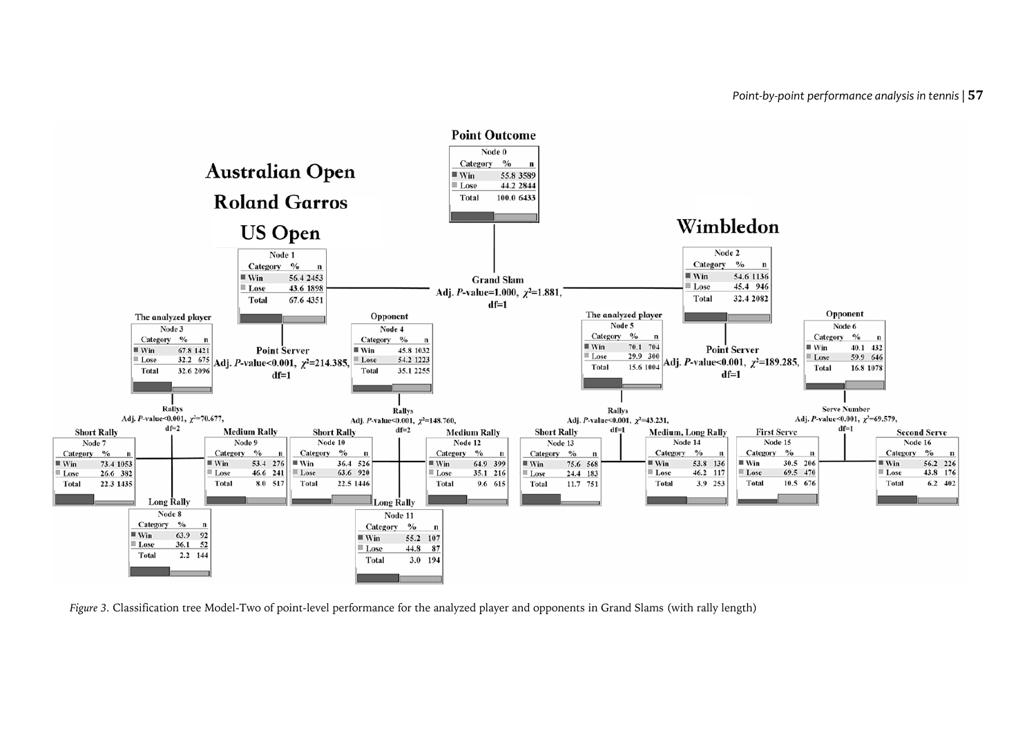**Point Outcome**

| Node 0 | | |
|---|---|---|
| Category | % | n |
| Win | 55.8 | 3589 |
| Lose | 44.2 | 2844 |
| Total | 100.0 | 6433 |

**Grand Slam**
Adj. *P*-value=1.000, $\chi^2$=1.881, df=1

**Australian Open, Roland Garros, US Open**

| Node 1 | | |
|---|---|---|
| Category | % | n |
| Win | 56.4 | 2453 |
| Lose | 43.6 | 1898 |
| Total | 67.6 | 4351 |

**Wimbledon**

| Node 2 | | |
|---|---|---|
| Category | % | n |
| Win | 54.6 | 1136 |
| Lose | 45.4 | 946 |
| Total | 32.4 | 2082 |

**Point Server** (Node 1)
Adj. *P*-value<0.001, $\chi^2$=214.385, df=1

The analyzed player

| Node 3 | | |
|---|---|---|
| Category | % | n |
| Win | 67.8 | 1421 |
| Lose | 32.2 | 675 |
| Total | 32.6 | 2096 |

Opponent

| Node 4 | | |
|---|---|---|
| Category | % | n |
| Win | 45.8 | 1032 |
| Lose | 54.2 | 1223 |
| Total | 35.1 | 2255 |

**Rallys** (Node 3)
Adj. *P*-value<0.001, $\chi^2$=70.677, df=2

Short Rally

| Node 7 | | |
|---|---|---|
| Category | % | n |
| Win | 73.4 | 1053 |
| Lose | 26.6 | 382 |
| Total | 22.3 | 1435 |

Long Rally

| Node 8 | | |
|---|---|---|
| Category | % | n |
| Win | 63.9 | 92 |
| Lose | 36.1 | 52 |
| Total | 2.2 | 144 |

Medium Rally

| Node 9 | | |
|---|---|---|
| Category | % | n |
| Win | 53.4 | 276 |
| Lose | 46.6 | 241 |
| Total | 8.0 | 517 |

**Rallys** (Node 4)
Adj. *P*-value<0.001, $\chi^2$=148.760, df=2

Short Rally

| Node 10 | | |
|---|---|---|
| Category | % | n |
| Win | 36.4 | 526 |
| Lose | 63.6 | 920 |
| Total | 22.5 | 1446 |

Long Rally

| Node 11 | | |
|---|---|---|
| Category | % | n |
| Win | 55.2 | 107 |
| Lose | 44.8 | 87 |
| Total | 3.0 | 194 |

Medium Rally

| Node 12 | | |
|---|---|---|
| Category | % | n |
| Win | 64.9 | 399 |
| Lose | 35.1 | 216 |
| Total | 9.6 | 615 |

**Point Server** (Node 2)
Adj. *P*-value<0.001, $\chi^2$=189.285, df=1

The analyzed player

| Node 5 | | |
|---|---|---|
| Category | % | n |
| Win | 70.1 | 704 |
| Lose | 29.9 | 300 |
| Total | 15.6 | 1004 |

Opponent

| Node 6 | | |
|---|---|---|
| Category | % | n |
| Win | 40.1 | 432 |
| Lose | 59.9 | 646 |
| Total | 16.8 | 1078 |

**Rallys** (Node 5)
Adj. *P*-value<0.001, $\chi^2$=43.231, df=1

Short Rally

| Node 13 | | |
|---|---|---|
| Category | % | n |
| Win | 75.6 | 568 |
| Lose | 24.4 | 183 |
| Total | 11.7 | 751 |

Medium, Long Rally

| Node 14 | | |
|---|---|---|
| Category | % | n |
| Win | 53.8 | 136 |
| Lose | 46.2 | 117 |
| Total | 3.9 | 253 |

**Serve Number** (Node 6)
Adj. *P*-value<0.001, $\chi^2$=69.579, df=1

First Serve

| Node 15 | | |
|---|---|---|
| Category | % | n |
| Win | 30.5 | 206 |
| Lose | 69.5 | 470 |
| Total | 10.5 | 676 |

Second Serve

| Node 16 | | |
|---|---|---|
| Category | % | n |
| Win | 56.2 | 226 |
| Lose | 43.8 | 176 |
| Total | 6.2 | 402 |

*Figure 3.* Classification tree Model-Two of point-level performance for the analyzed player and opponents in Grand Slams (with rally length)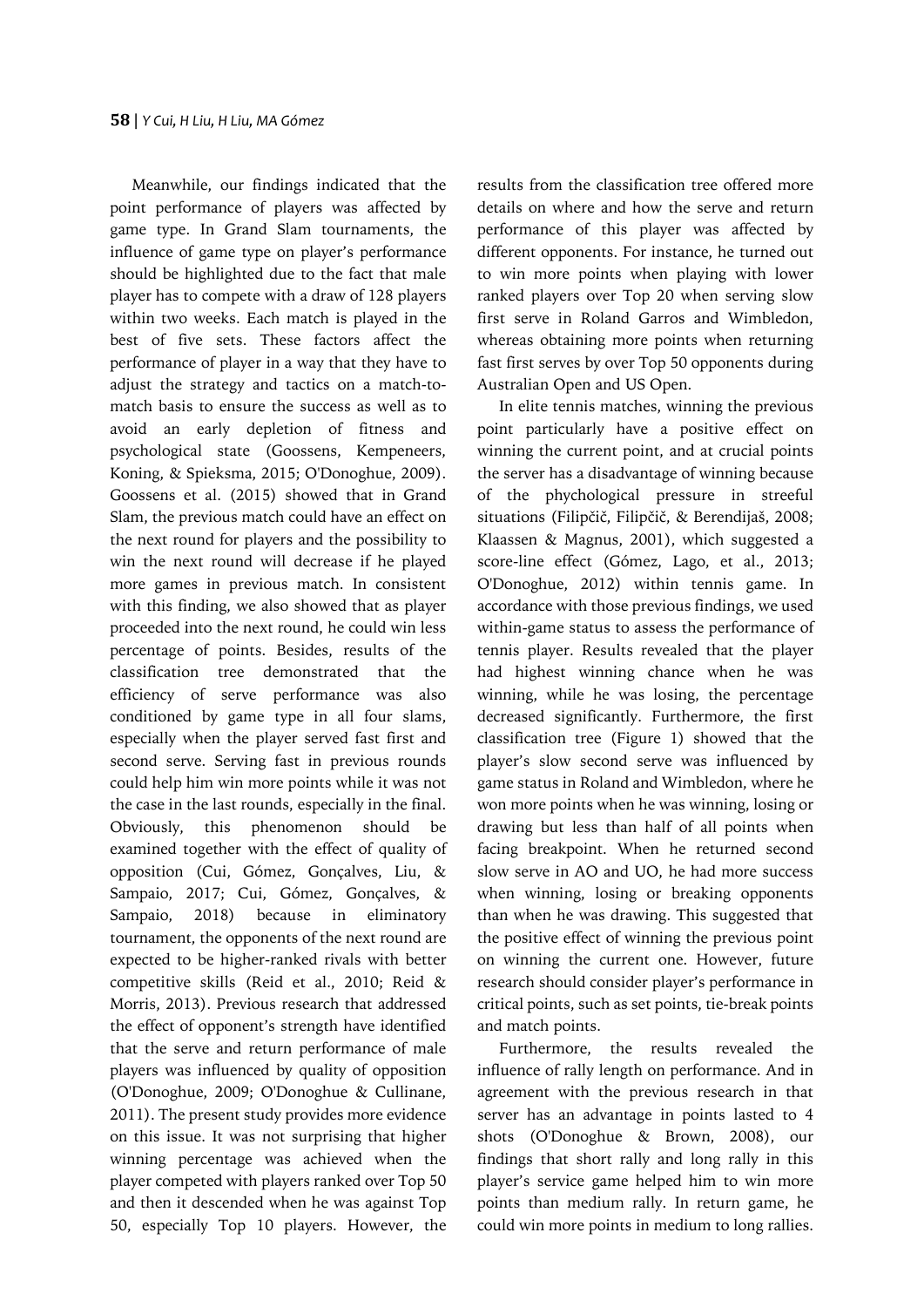Meanwhile, our findings indicated that the point performance of players was affected by game type. In Grand Slam tournaments, the influence of game type on player's performance should be highlighted due to the fact that male player has to compete with a draw of 128 players within two weeks. Each match is played in the best of five sets. These factors affect the performance of player in a way that they have to adjust the strategy and tactics on a match-to-match basis to ensure the success as well as to avoid an early depletion of fitness and psychological state (Goossens, Kempeneers, Koning, & Spieksma, 2015; O'Donoghue, 2009). Goossens et al. (2015) showed that in Grand Slam, the previous match could have an effect on the next round for players and the possibility to win the next round will decrease if he played more games in previous match. In consistent with this finding, we also showed that as player proceeded into the next round, he could win less percentage of points. Besides, results of the classification tree demonstrated that the efficiency of serve performance was also conditioned by game type in all four slams, especially when the player served fast first and second serve. Serving fast in previous rounds could help him win more points while it was not the case in the last rounds, especially in the final. Obviously, this phenomenon should be examined together with the effect of quality of opposition (Cui, Gómez, Gonçalves, Liu, & Sampaio, 2017; Cui, Gómez, Gonçalves, & Sampaio, 2018) because in eliminatory tournament, the opponents of the next round are expected to be higher-ranked rivals with better competitive skills (Reid et al., 2010; Reid & Morris, 2013). Previous research that addressed the effect of opponent's strength have identified that the serve and return performance of male players was influenced by quality of opposition (O'Donoghue, 2009; O'Donoghue & Cullinane, 2011). The present study provides more evidence on this issue. It was not surprising that higher winning percentage was achieved when the player competed with players ranked over Top 50 and then it descended when he was against Top 50, especially Top 10 players. However, the results from the classification tree offered more details on where and how the serve and return performance of this player was affected by different opponents. For instance, he turned out to win more points when playing with lower ranked players over Top 20 when serving slow first serve in Roland Garros and Wimbledon, whereas obtaining more points when returning fast first serves by over Top 50 opponents during Australian Open and US Open.

In elite tennis matches, winning the previous point particularly have a positive effect on winning the current point, and at crucial points the server has a disadvantage of winning because of the phychological pressure in streeful situations (Filipčič, Filipčič, & Berendijaš, 2008; Klaassen & Magnus, 2001), which suggested a score-line effect (Gómez, Lago, et al., 2013; O'Donoghue, 2012) within tennis game. In accordance with those previous findings, we used within-game status to assess the performance of tennis player. Results revealed that the player had highest winning chance when he was winning, while he was losing, the percentage decreased significantly. Furthermore, the first classification tree (Figure 1) showed that the player's slow second serve was influenced by game status in Roland and Wimbledon, where he won more points when he was winning, losing or drawing but less than half of all points when facing breakpoint. When he returned second slow serve in AO and UO, he had more success when winning, losing or breaking opponents than when he was drawing. This suggested that the positive effect of winning the previous point on winning the current one. However, future research should consider player's performance in critical points, such as set points, tie-break points and match points.

Furthermore, the results revealed the influence of rally length on performance. And in agreement with the previous research in that server has an advantage in points lasted to 4 shots (O'Donoghue & Brown, 2008), our findings that short rally and long rally in this player's service game helped him to win more points than medium rally. In return game, he could win more points in medium to long rallies.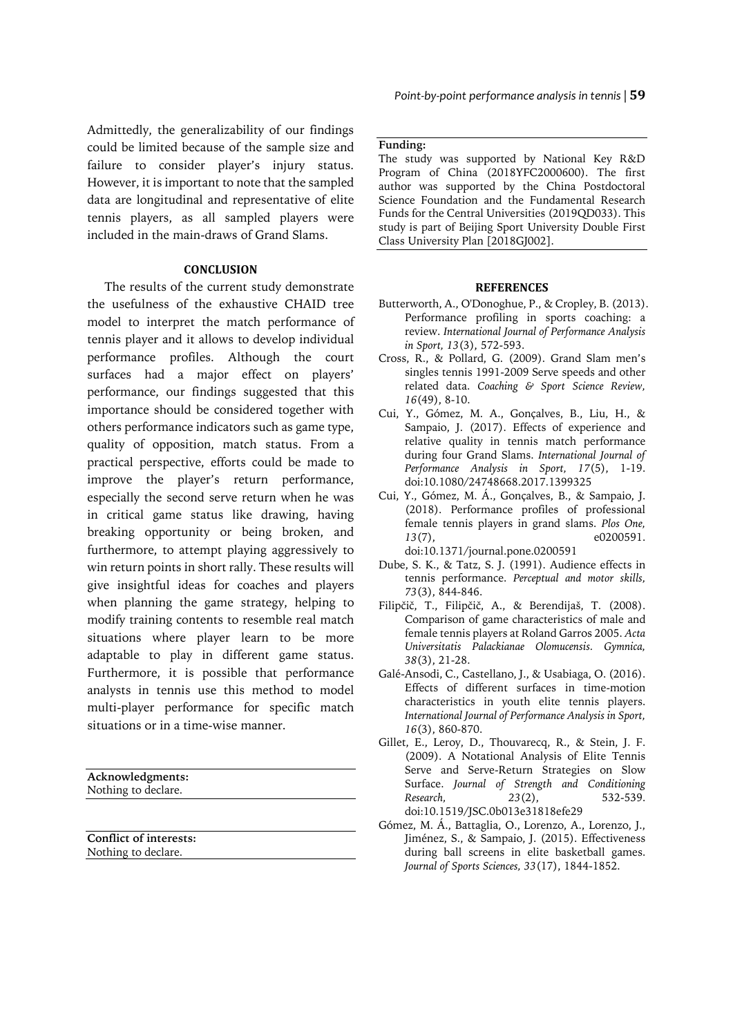Admittedly, the generalizability of our findings could be limited because of the sample size and failure to consider player's injury status. However, it is important to note that the sampled data are longitudinal and representative of elite tennis players, as all sampled players were included in the main-draws of Grand Slams.

## CONCLUSION

The results of the current study demonstrate the usefulness of the exhaustive CHAID tree model to interpret the match performance of tennis player and it allows to develop individual performance profiles. Although the court surfaces had a major effect on players' performance, our findings suggested that this importance should be considered together with others performance indicators such as game type, quality of opposition, match status. From a practical perspective, efforts could be made to improve the player's return performance, especially the second serve return when he was in critical game status like drawing, having breaking opportunity or being broken, and furthermore, to attempt playing aggressively to win return points in short rally. These results will give insightful ideas for coaches and players when planning the game strategy, helping to modify training contents to resemble real match situations where player learn to be more adaptable to play in different game status. Furthermore, it is possible that performance analysts in tennis use this method to model multi-player performance for specific match situations or in a time-wise manner.

**Acknowledgments:**
Nothing to declare.

**Conflict of interests:**
Nothing to declare.

**Funding:**
The study was supported by National Key R&D Program of China (2018YFC2000600). The first author was supported by the China Postdoctoral Science Foundation and the Fundamental Research Funds for the Central Universities (2019QD033). This study is part of Beijing Sport University Double First Class University Plan [2018GJ002].

## REFERENCES

Butterworth, A., O'Donoghue, P., & Cropley, B. (2013). Performance profiling in sports coaching: a review. *International Journal of Performance Analysis in Sport, 13*(3), 572-593.

Cross, R., & Pollard, G. (2009). Grand Slam men's singles tennis 1991-2009 Serve speeds and other related data. *Coaching & Sport Science Review, 16*(49), 8-10.

Cui, Y., Gómez, M. A., Gonçalves, B., Liu, H., & Sampaio, J. (2017). Effects of experience and relative quality in tennis match performance during four Grand Slams. *International Journal of Performance Analysis in Sport, 17*(5), 1-19. doi:10.1080/24748668.2017.1399325

Cui, Y., Gómez, M. Á., Gonçalves, B., & Sampaio, J. (2018). Performance profiles of professional female tennis players in grand slams. *Plos One, 13*(7), e0200591. doi:10.1371/journal.pone.0200591

Dube, S. K., & Tatz, S. J. (1991). Audience effects in tennis performance. *Perceptual and motor skills, 73*(3), 844-846.

Filipčič, T., Filipčič, A., & Berendijaš, T. (2008). Comparison of game characteristics of male and female tennis players at Roland Garros 2005. *Acta Universitatis Palackianae Olomucensis. Gymnica, 38*(3), 21-28.

Galé-Ansodi, C., Castellano, J., & Usabiaga, O. (2016). Effects of different surfaces in time-motion characteristics in youth elite tennis players. *International Journal of Performance Analysis in Sport, 16*(3), 860-870.

Gillet, E., Leroy, D., Thouvarecq, R., & Stein, J. F. (2009). A Notational Analysis of Elite Tennis Serve and Serve-Return Strategies on Slow Surface. *Journal of Strength and Conditioning Research, 23*(2), 532-539. doi:10.1519/JSC.0b013e31818efe29

Gómez, M. Á., Battaglia, O., Lorenzo, A., Lorenzo, J., Jiménez, S., & Sampaio, J. (2015). Effectiveness during ball screens in elite basketball games. *Journal of Sports Sciences, 33*(17), 1844-1852.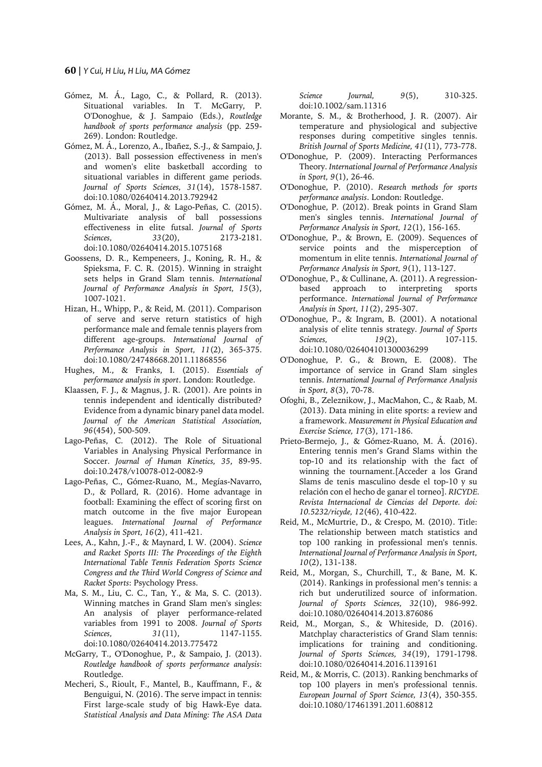Gómez, M. Á., Lago, C., & Pollard, R. (2013). Situational variables. In T. McGarry, P. O'Donoghue, & J. Sampaio (Eds.), *Routledge handbook of sports performance analysis* (pp. 259-269). London: Routledge.

Gómez, M. Á., Lorenzo, A., Ibañez, S.-J., & Sampaio, J. (2013). Ball possession effectiveness in men's and women's elite basketball according to situational variables in different game periods. *Journal of Sports Sciences, 31*(14), 1578-1587. doi:10.1080/02640414.2013.792942

Gómez, M. Á., Moral, J., & Lago-Peñas, C. (2015). Multivariate analysis of ball possessions effectiveness in elite futsal. *Journal of Sports Sciences, 33*(20), 2173-2181. doi:10.1080/02640414.2015.1075168

Goossens, D. R., Kempeneers, J., Koning, R. H., & Spieksma, F. C. R. (2015). Winning in straight sets helps in Grand Slam tennis. *International Journal of Performance Analysis in Sport, 15*(3), 1007-1021.

Hizan, H., Whipp, P., & Reid, M. (2011). Comparison of serve and serve return statistics of high performance male and female tennis players from different age-groups. *International Journal of Performance Analysis in Sport, 11*(2), 365-375. doi:10.1080/24748668.2011.11868556

Hughes, M., & Franks, I. (2015). *Essentials of performance analysis in sport*. London: Routledge.

Klaassen, F. J., & Magnus, J. R. (2001). Are points in tennis independent and identically distributed? Evidence from a dynamic binary panel data model. *Journal of the American Statistical Association, 96*(454), 500-509.

Lago-Peñas, C. (2012). The Role of Situational Variables in Analysing Physical Performance in Soccer. *Journal of Human Kinetics, 35*, 89-95. doi:10.2478/v10078-012-0082-9

Lago-Peñas, C., Gómez-Ruano, M., Megías-Navarro, D., & Pollard, R. (2016). Home advantage in football: Examining the effect of scoring first on match outcome in the five major European leagues. *International Journal of Performance Analysis in Sport, 16*(2), 411-421.

Lees, A., Kahn, J.-F., & Maynard, I. W. (2004). *Science and Racket Sports III: The Proceedings of the Eighth International Table Tennis Federation Sports Science Congress and the Third World Congress of Science and Racket Sports*: Psychology Press.

Ma, S. M., Liu, C. C., Tan, Y., & Ma, S. C. (2013). Winning matches in Grand Slam men's singles: An analysis of player performance-related variables from 1991 to 2008. *Journal of Sports Sciences, 31*(11), 1147-1155. doi:10.1080/02640414.2013.775472

McGarry, T., O'Donoghue, P., & Sampaio, J. (2013). *Routledge handbook of sports performance analysis*: Routledge.

Mecheri, S., Rioult, F., Mantel, B., Kauffmann, F., & Benguigui, N. (2016). The serve impact in tennis: First large-scale study of big Hawk-Eye data. *Statistical Analysis and Data Mining: The ASA Data Science Journal, 9*(5), 310-325. doi:10.1002/sam.11316

Morante, S. M., & Brotherhood, J. R. (2007). Air temperature and physiological and subjective responses during competitive singles tennis. *British Journal of Sports Medicine, 41*(11), 773-778.

O'Donoghue, P. (2009). Interacting Performances Theory. *International Journal of Performance Analysis in Sport, 9*(1), 26-46.

O'Donoghue, P. (2010). *Research methods for sports performance analysis*. London: Routledge.

O'Donoghue, P. (2012). Break points in Grand Slam men's singles tennis. *International Journal of Performance Analysis in Sport, 12*(1), 156-165.

O'Donoghue, P., & Brown, E. (2009). Sequences of service points and the misperception of momentum in elite tennis. *International Journal of Performance Analysis in Sport, 9*(1), 113-127.

O'Donoghue, P., & Cullinane, A. (2011). A regression-based approach to interpreting sports performance. *International Journal of Performance Analysis in Sport, 11*(2), 295-307.

O'Donoghue, P., & Ingram, B. (2001). A notational analysis of elite tennis strategy. *Journal of Sports Sciences, 19*(2), 107-115. doi:10.1080/026404101300036299

O'Donoghue, P. G., & Brown, E. (2008). The importance of service in Grand Slam singles tennis. *International Journal of Performance Analysis in Sport, 8*(3), 70-78.

Ofoghi, B., Zeleznikow, J., MacMahon, C., & Raab, M. (2013). Data mining in elite sports: a review and a framework. *Measurement in Physical Education and Exercise Science, 17*(3), 171-186.

Prieto-Bermejo, J., & Gómez-Ruano, M. Á. (2016). Entering tennis men's Grand Slams within the top-10 and its relationship with the fact of winning the tournament.[Acceder a los Grand Slams de tenis masculino desde el top-10 y su relación con el hecho de ganar el torneo]. *RICYDE. Revista Internacional de Ciencias del Deporte. doi: 10.5232/ricyde, 12*(46), 410-422.

Reid, M., McMurtrie, D., & Crespo, M. (2010). Title: The relationship between match statistics and top 100 ranking in professional men's tennis. *International Journal of Performance Analysis in Sport, 10*(2), 131-138.

Reid, M., Morgan, S., Churchill, T., & Bane, M. K. (2014). Rankings in professional men's tennis: a rich but underutilized source of information. *Journal of Sports Sciences, 32*(10), 986-992. doi:10.1080/02640414.2013.876086

Reid, M., Morgan, S., & Whiteside, D. (2016). Matchplay characteristics of Grand Slam tennis: implications for training and conditioning. *Journal of Sports Sciences, 34*(19), 1791-1798. doi:10.1080/02640414.2016.1139161

Reid, M., & Morris, C. (2013). Ranking benchmarks of top 100 players in men's professional tennis. *European Journal of Sport Science, 13*(4), 350-355. doi:10.1080/17461391.2011.608812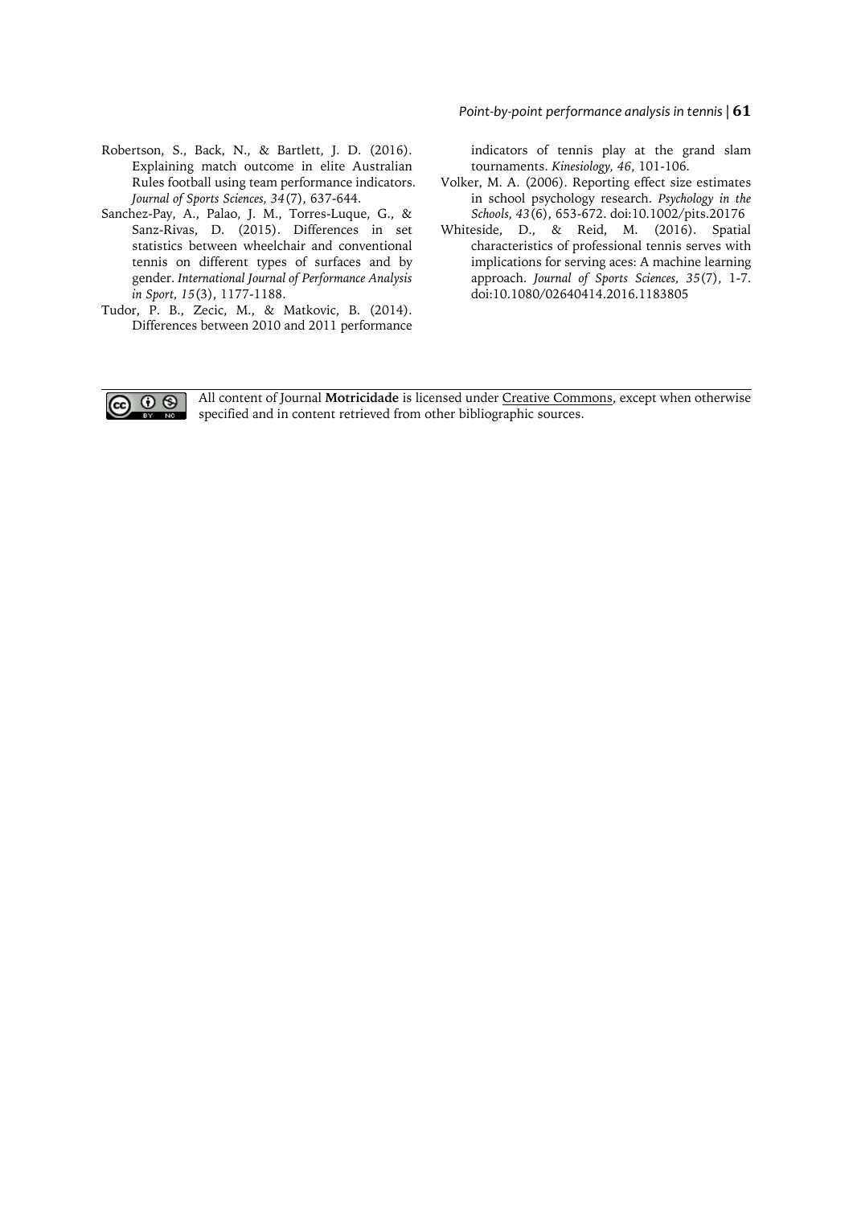Robertson, S., Back, N., & Bartlett, J. D. (2016). Explaining match outcome in elite Australian Rules football using team performance indicators. *Journal of Sports Sciences, 34*(7), 637-644.

Sanchez-Pay, A., Palao, J. M., Torres-Luque, G., & Sanz-Rivas, D. (2015). Differences in set statistics between wheelchair and conventional tennis on different types of surfaces and by gender. *International Journal of Performance Analysis in Sport, 15*(3), 1177-1188.

Tudor, P. B., Zecic, M., & Matkovic, B. (2014). Differences between 2010 and 2011 performance indicators of tennis play at the grand slam tournaments. *Kinesiology, 46*, 101-106.

Volker, M. A. (2006). Reporting effect size estimates in school psychology research. *Psychology in the Schools, 43*(6), 653-672. doi:10.1002/pits.20176

Whiteside, D., & Reid, M. (2016). Spatial characteristics of professional tennis serves with implications for serving aces: A machine learning approach. *Journal of Sports Sciences, 35*(7), 1-7. doi:10.1080/02640414.2016.1183805

All content of Journal **Motricidade** is licensed under Creative Commons, except when otherwise specified and in content retrieved from other bibliographic sources.